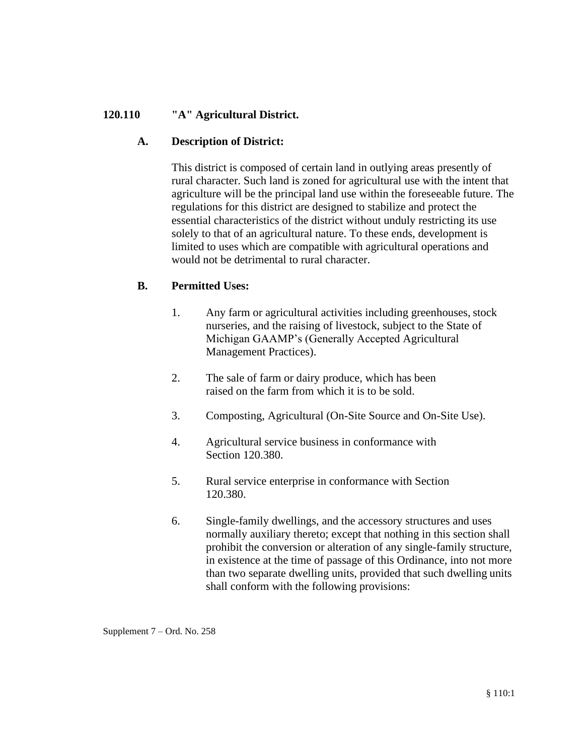## 120.110 "A" Agricultural District.

### A. Description of District:

This district is composed of certain land in outlying areas presently of rural character. Such land is zoned for agricultural use with the intent that agriculture will be the principal land use within the foreseeable future. The regulations for this district are designed to stabilize and protect the essential characteristics of the district without unduly restricting its use solely to that of an agricultural nature. To these ends, development is limited to uses which are compatible with agricultural operations and would not be detrimental to rural character.

### B. Permitted Uses:

1. Any farm or agricultural activities including greenhouses, stock nurseries, and the raising of livestock, subject to the State of Michigan GAAMP's (Generally Accepted Agricultural Management Practices).

2. The sale of farm or dairy produce, which has been raised on the farm from which it is to be sold.

3. Composting, Agricultural (On-Site Source and On-Site Use).

4. Agricultural service business in conformance with Section 120.380.

5. Rural service enterprise in conformance with Section 120.380.

6. Single-family dwellings, and the accessory structures and uses normally auxiliary thereto; except that nothing in this section shall prohibit the conversion or alteration of any single-family structure, in existence at the time of passage of this Ordinance, into not more than two separate dwelling units, provided that such dwelling units shall conform with the following provisions:

Supplement 7 – Ord. No. 258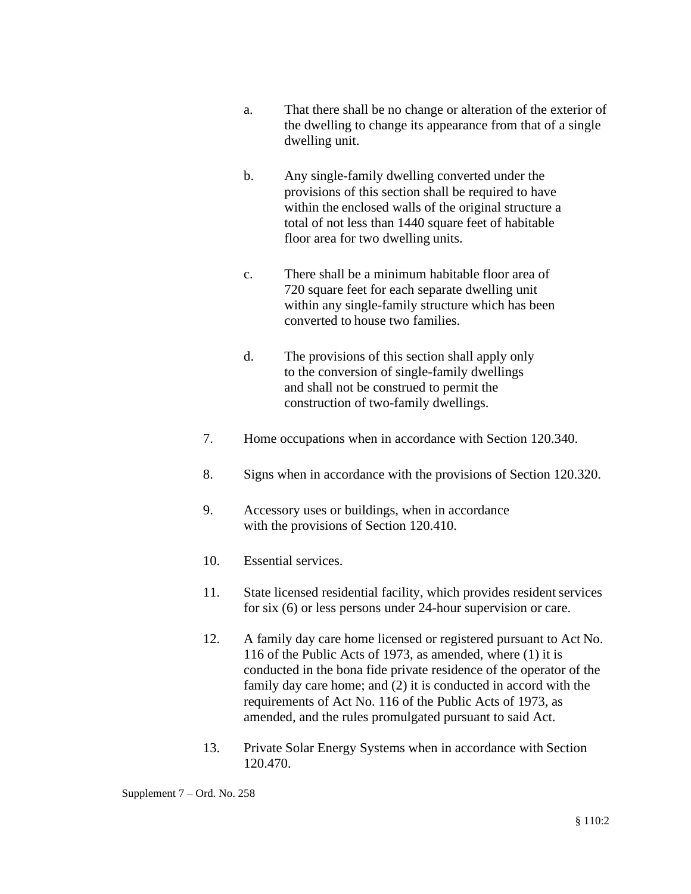a. That there shall be no change or alteration of the exterior of the dwelling to change its appearance from that of a single dwelling unit.

b. Any single-family dwelling converted under the provisions of this section shall be required to have within the enclosed walls of the original structure a total of not less than 1440 square feet of habitable floor area for two dwelling units.

c. There shall be a minimum habitable floor area of 720 square feet for each separate dwelling unit within any single-family structure which has been converted to house two families.

d. The provisions of this section shall apply only to the conversion of single-family dwellings and shall not be construed to permit the construction of two-family dwellings.

7. Home occupations when in accordance with Section 120.340.

8. Signs when in accordance with the provisions of Section 120.320.

9. Accessory uses or buildings, when in accordance with the provisions of Section 120.410.

10. Essential services.

11. State licensed residential facility, which provides resident services for six (6) or less persons under 24-hour supervision or care.

12. A family day care home licensed or registered pursuant to Act No. 116 of the Public Acts of 1973, as amended, where (1) it is conducted in the bona fide private residence of the operator of the family day care home; and (2) it is conducted in accord with the requirements of Act No. 116 of the Public Acts of 1973, as amended, and the rules promulgated pursuant to said Act.

13. Private Solar Energy Systems when in accordance with Section 120.470.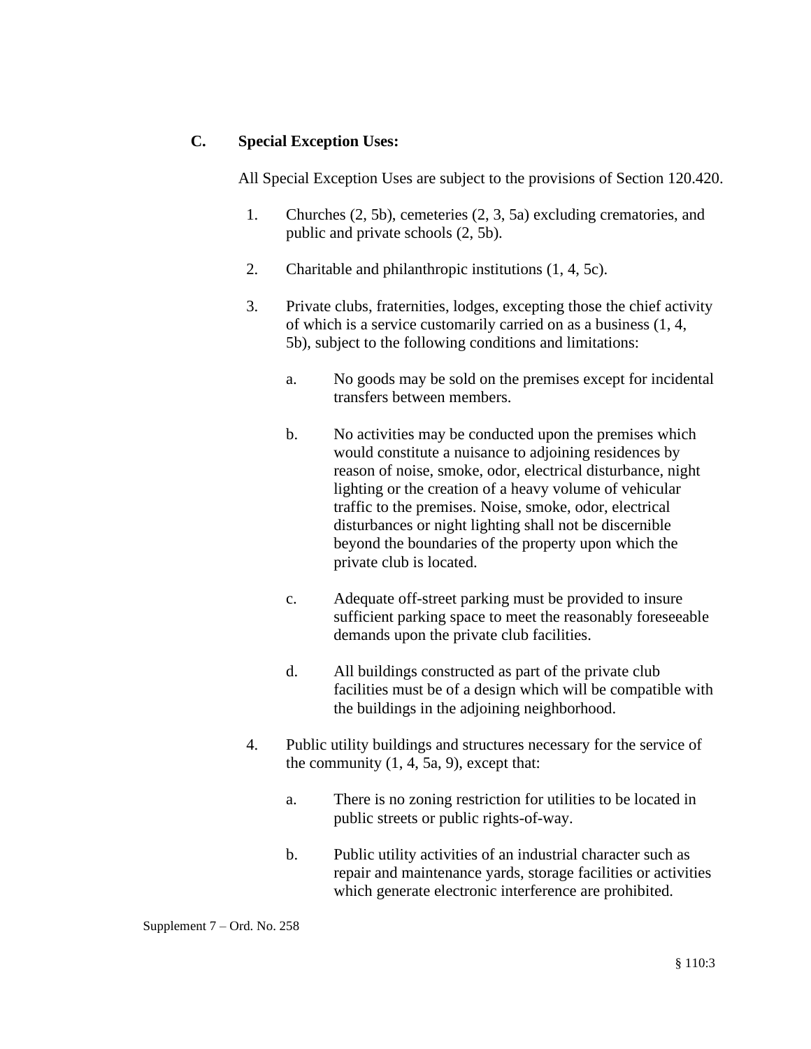**C. Special Exception Uses:**

All Special Exception Uses are subject to the provisions of Section 120.420.

1. Churches (2, 5b), cemeteries (2, 3, 5a) excluding crematories, and public and private schools (2, 5b).

2. Charitable and philanthropic institutions (1, 4, 5c).

3. Private clubs, fraternities, lodges, excepting those the chief activity of which is a service customarily carried on as a business (1, 4, 5b), subject to the following conditions and limitations:

   a. No goods may be sold on the premises except for incidental transfers between members.

   b. No activities may be conducted upon the premises which would constitute a nuisance to adjoining residences by reason of noise, smoke, odor, electrical disturbance, night lighting or the creation of a heavy volume of vehicular traffic to the premises. Noise, smoke, odor, electrical disturbances or night lighting shall not be discernible beyond the boundaries of the property upon which the private club is located.

   c. Adequate off-street parking must be provided to insure sufficient parking space to meet the reasonably foreseeable demands upon the private club facilities.

   d. All buildings constructed as part of the private club facilities must be of a design which will be compatible with the buildings in the adjoining neighborhood.

4. Public utility buildings and structures necessary for the service of the community (1, 4, 5a, 9), except that:

   a. There is no zoning restriction for utilities to be located in public streets or public rights-of-way.

   b. Public utility activities of an industrial character such as repair and maintenance yards, storage facilities or activities which generate electronic interference are prohibited.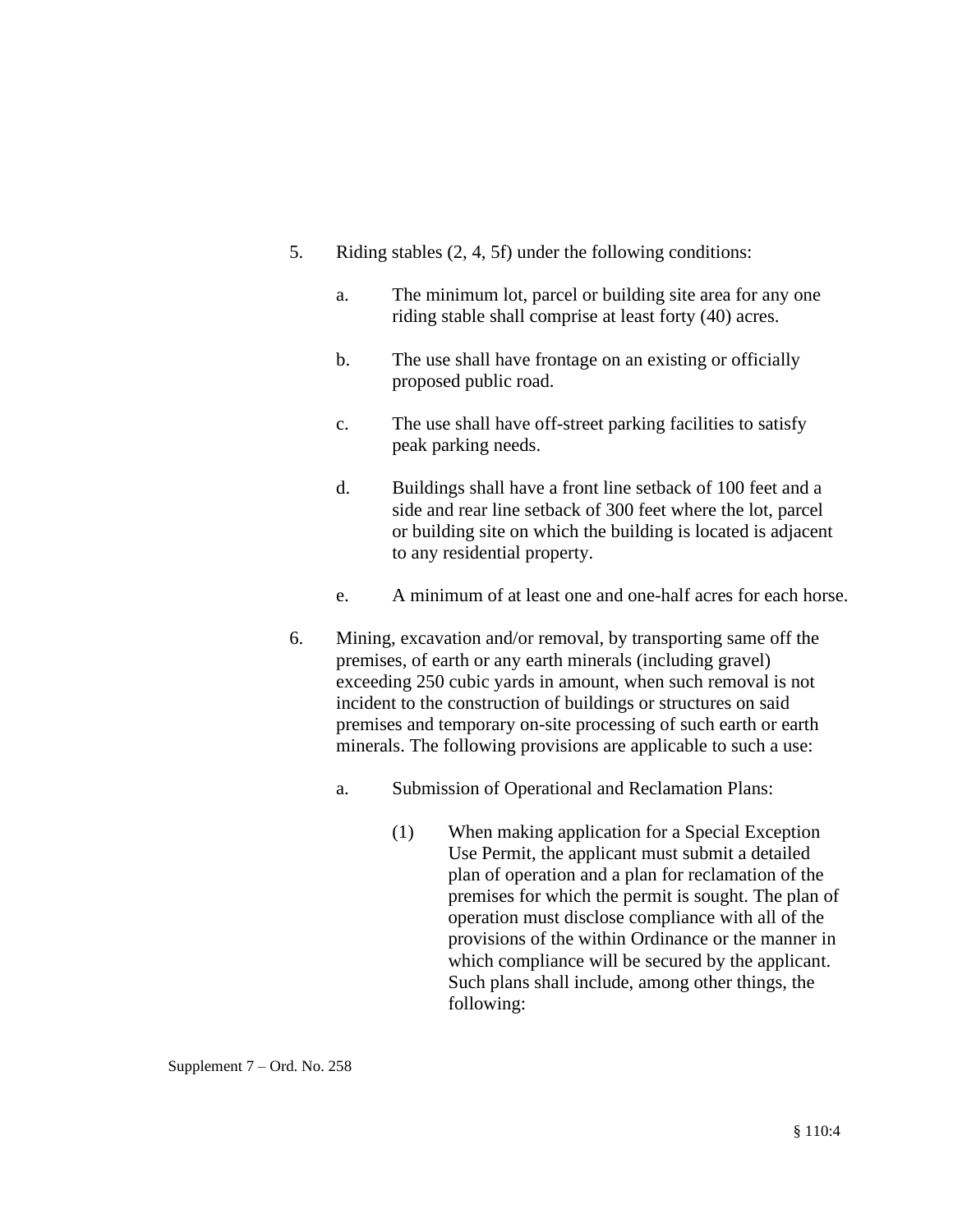5. Riding stables (2, 4, 5f) under the following conditions:

   a. The minimum lot, parcel or building site area for any one riding stable shall comprise at least forty (40) acres.

   b. The use shall have frontage on an existing or officially proposed public road.

   c. The use shall have off-street parking facilities to satisfy peak parking needs.

   d. Buildings shall have a front line setback of 100 feet and a side and rear line setback of 300 feet where the lot, parcel or building site on which the building is located is adjacent to any residential property.

   e. A minimum of at least one and one-half acres for each horse.

6. Mining, excavation and/or removal, by transporting same off the premises, of earth or any earth minerals (including gravel) exceeding 250 cubic yards in amount, when such removal is not incident to the construction of buildings or structures on said premises and temporary on-site processing of such earth or earth minerals. The following provisions are applicable to such a use:

   a. Submission of Operational and Reclamation Plans:

      (1) When making application for a Special Exception Use Permit, the applicant must submit a detailed plan of operation and a plan for reclamation of the premises for which the permit is sought. The plan of operation must disclose compliance with all of the provisions of the within Ordinance or the manner in which compliance will be secured by the applicant. Such plans shall include, among other things, the following:

Supplement 7 – Ord. No. 258

§ 110:4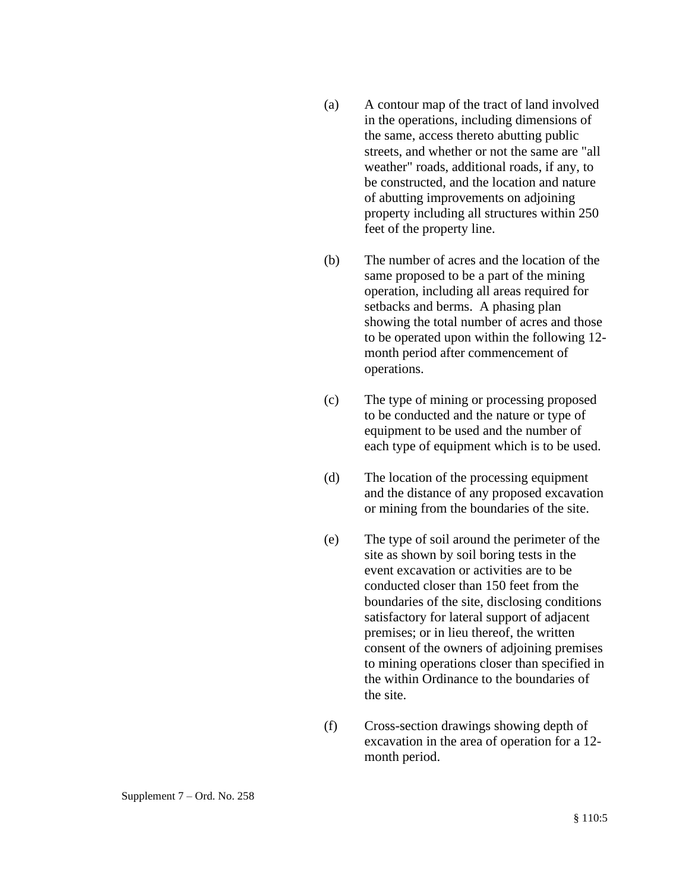(a) A contour map of the tract of land involved in the operations, including dimensions of the same, access thereto abutting public streets, and whether or not the same are "all weather" roads, additional roads, if any, to be constructed, and the location and nature of abutting improvements on adjoining property including all structures within 250 feet of the property line.

(b) The number of acres and the location of the same proposed to be a part of the mining operation, including all areas required for setbacks and berms. A phasing plan showing the total number of acres and those to be operated upon within the following 12-month period after commencement of operations.

(c) The type of mining or processing proposed to be conducted and the nature or type of equipment to be used and the number of each type of equipment which is to be used.

(d) The location of the processing equipment and the distance of any proposed excavation or mining from the boundaries of the site.

(e) The type of soil around the perimeter of the site as shown by soil boring tests in the event excavation or activities are to be conducted closer than 150 feet from the boundaries of the site, disclosing conditions satisfactory for lateral support of adjacent premises; or in lieu thereof, the written consent of the owners of adjoining premises to mining operations closer than specified in the within Ordinance to the boundaries of the site.

(f) Cross-section drawings showing depth of excavation in the area of operation for a 12-month period.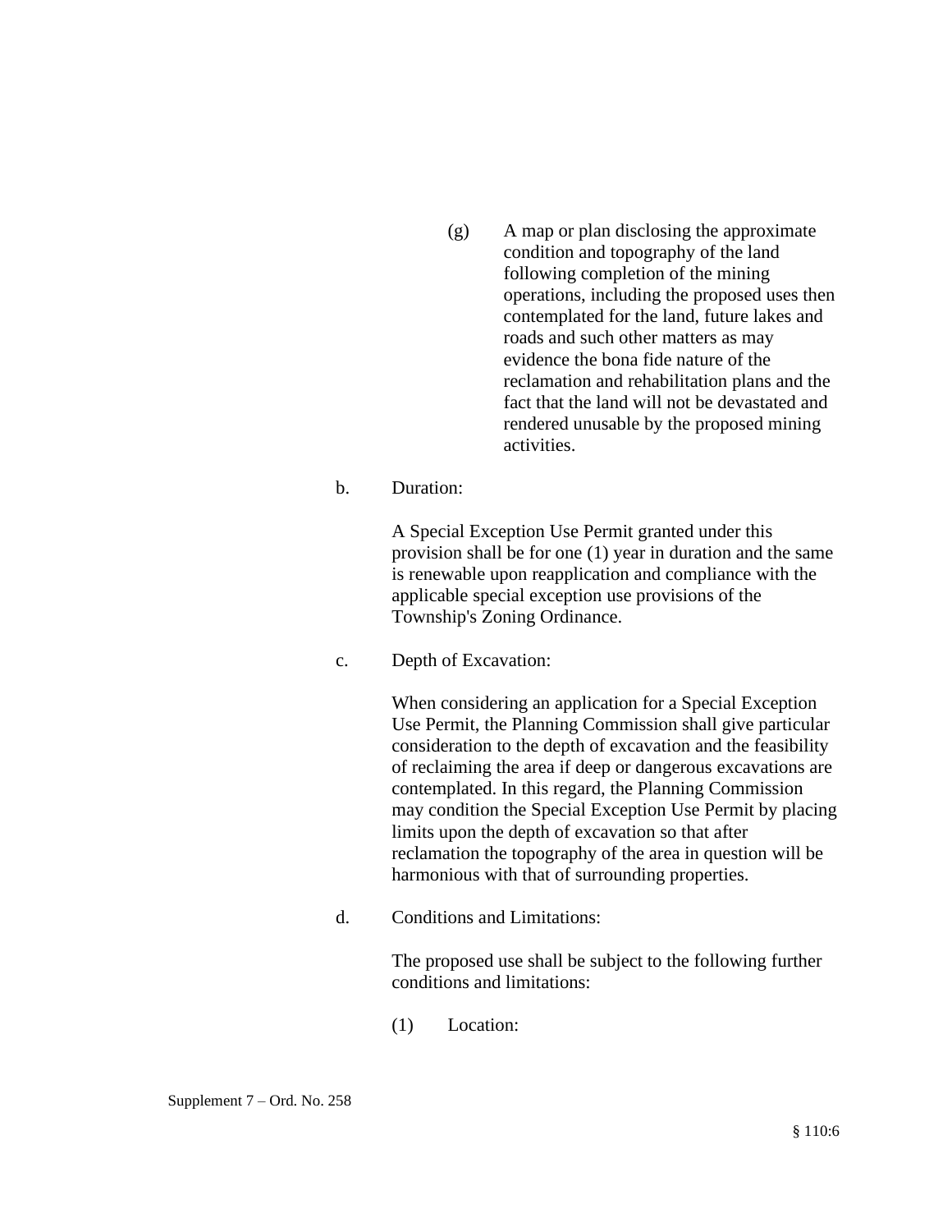(g) A map or plan disclosing the approximate condition and topography of the land following completion of the mining operations, including the proposed uses then contemplated for the land, future lakes and roads and such other matters as may evidence the bona fide nature of the reclamation and rehabilitation plans and the fact that the land will not be devastated and rendered unusable by the proposed mining activities.

b. Duration:

A Special Exception Use Permit granted under this provision shall be for one (1) year in duration and the same is renewable upon reapplication and compliance with the applicable special exception use provisions of the Township's Zoning Ordinance.

c. Depth of Excavation:

When considering an application for a Special Exception Use Permit, the Planning Commission shall give particular consideration to the depth of excavation and the feasibility of reclaiming the area if deep or dangerous excavations are contemplated. In this regard, the Planning Commission may condition the Special Exception Use Permit by placing limits upon the depth of excavation so that after reclamation the topography of the area in question will be harmonious with that of surrounding properties.

d. Conditions and Limitations:

The proposed use shall be subject to the following further conditions and limitations:

(1) Location: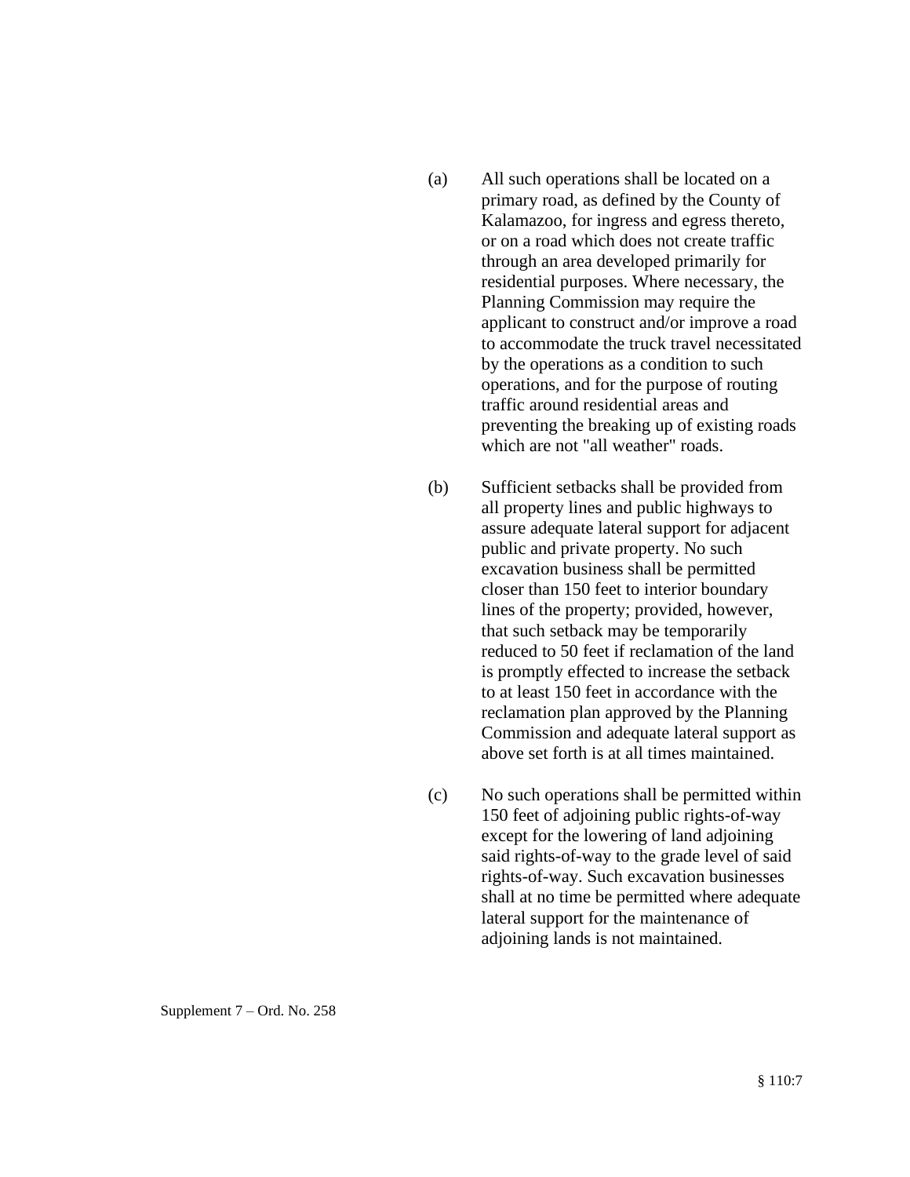(a) All such operations shall be located on a primary road, as defined by the County of Kalamazoo, for ingress and egress thereto, or on a road which does not create traffic through an area developed primarily for residential purposes. Where necessary, the Planning Commission may require the applicant to construct and/or improve a road to accommodate the truck travel necessitated by the operations as a condition to such operations, and for the purpose of routing traffic around residential areas and preventing the breaking up of existing roads which are not "all weather" roads.

(b) Sufficient setbacks shall be provided from all property lines and public highways to assure adequate lateral support for adjacent public and private property. No such excavation business shall be permitted closer than 150 feet to interior boundary lines of the property; provided, however, that such setback may be temporarily reduced to 50 feet if reclamation of the land is promptly effected to increase the setback to at least 150 feet in accordance with the reclamation plan approved by the Planning Commission and adequate lateral support as above set forth is at all times maintained.

(c) No such operations shall be permitted within 150 feet of adjoining public rights-of-way except for the lowering of land adjoining said rights-of-way to the grade level of said rights-of-way. Such excavation businesses shall at no time be permitted where adequate lateral support for the maintenance of adjoining lands is not maintained.

Supplement 7 – Ord. No. 258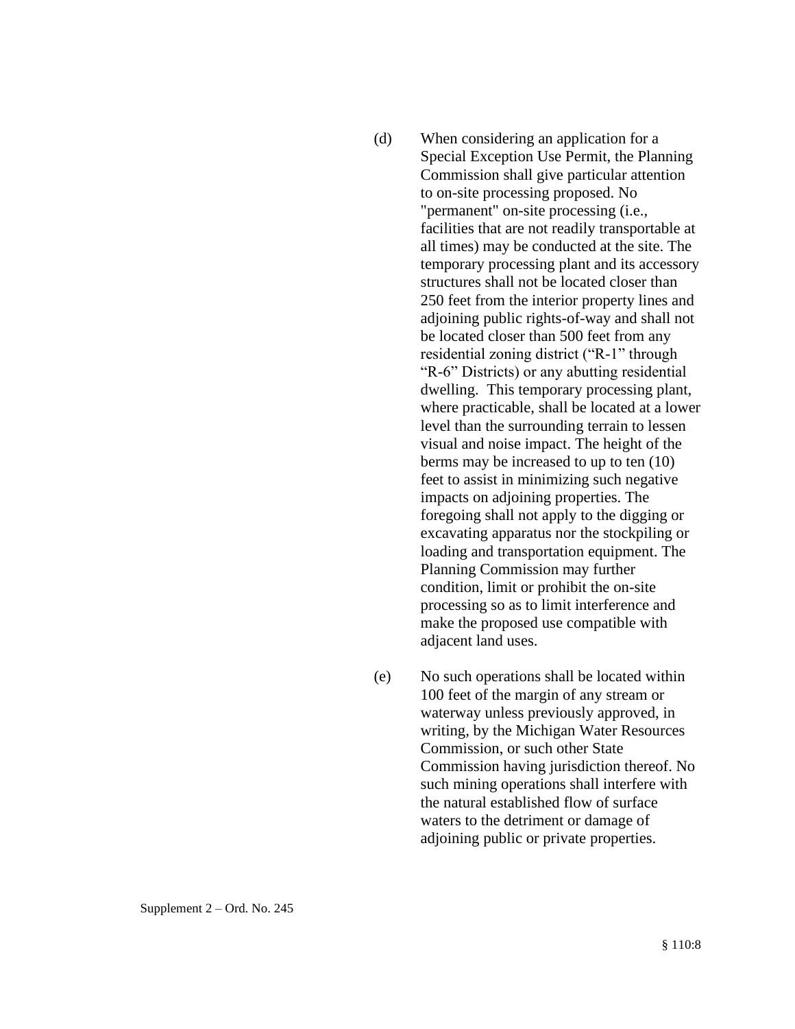(d) When considering an application for a Special Exception Use Permit, the Planning Commission shall give particular attention to on-site processing proposed. No "permanent" on-site processing (i.e., facilities that are not readily transportable at all times) may be conducted at the site. The temporary processing plant and its accessory structures shall not be located closer than 250 feet from the interior property lines and adjoining public rights-of-way and shall not be located closer than 500 feet from any residential zoning district ("R-1" through "R-6" Districts) or any abutting residential dwelling. This temporary processing plant, where practicable, shall be located at a lower level than the surrounding terrain to lessen visual and noise impact. The height of the berms may be increased to up to ten (10) feet to assist in minimizing such negative impacts on adjoining properties. The foregoing shall not apply to the digging or excavating apparatus nor the stockpiling or loading and transportation equipment. The Planning Commission may further condition, limit or prohibit the on-site processing so as to limit interference and make the proposed use compatible with adjacent land uses.

(e) No such operations shall be located within 100 feet of the margin of any stream or waterway unless previously approved, in writing, by the Michigan Water Resources Commission, or such other State Commission having jurisdiction thereof. No such mining operations shall interfere with the natural established flow of surface waters to the detriment or damage of adjoining public or private properties.

Supplement 2 – Ord. No. 245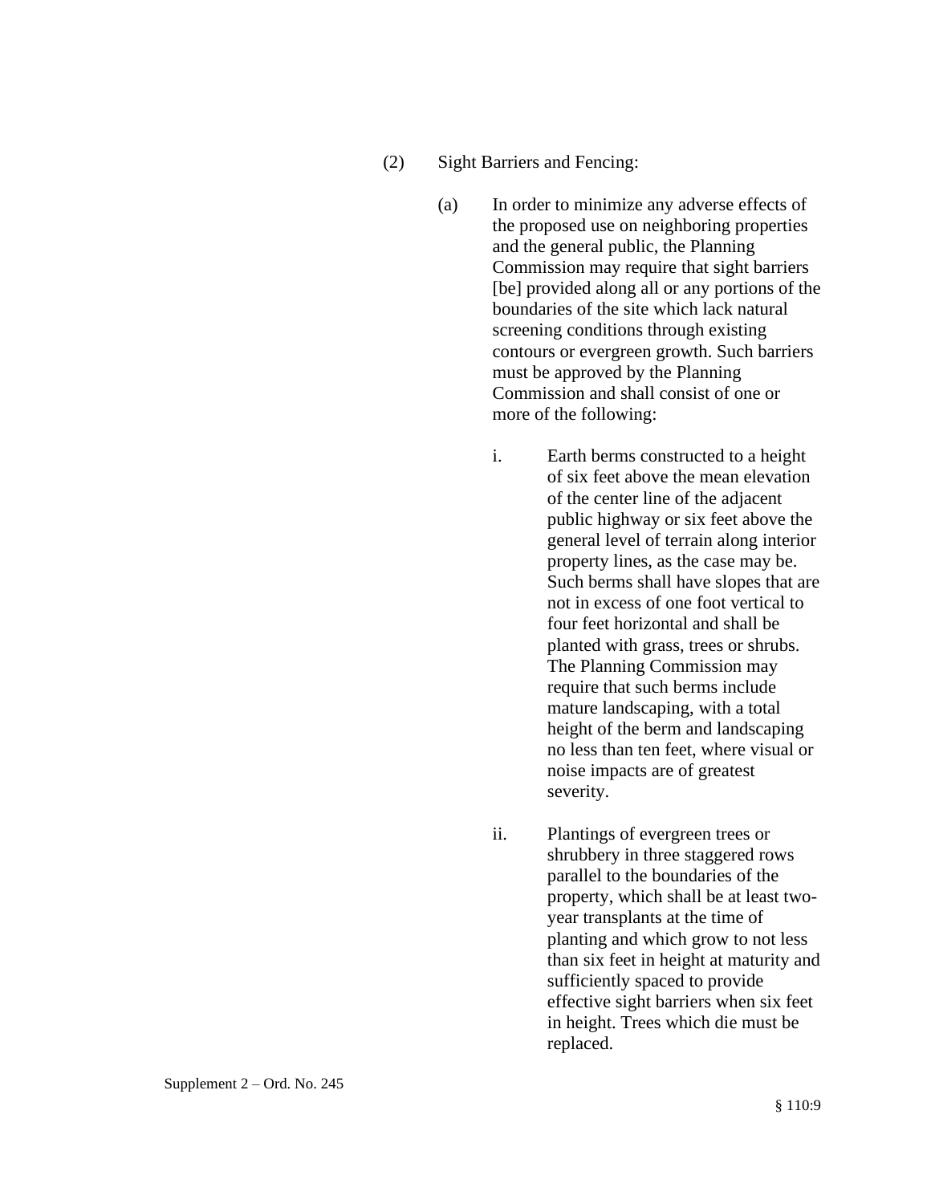(2) Sight Barriers and Fencing:

(a) In order to minimize any adverse effects of the proposed use on neighboring properties and the general public, the Planning Commission may require that sight barriers [be] provided along all or any portions of the boundaries of the site which lack natural screening conditions through existing contours or evergreen growth. Such barriers must be approved by the Planning Commission and shall consist of one or more of the following:

i. Earth berms constructed to a height of six feet above the mean elevation of the center line of the adjacent public highway or six feet above the general level of terrain along interior property lines, as the case may be. Such berms shall have slopes that are not in excess of one foot vertical to four feet horizontal and shall be planted with grass, trees or shrubs. The Planning Commission may require that such berms include mature landscaping, with a total height of the berm and landscaping no less than ten feet, where visual or noise impacts are of greatest severity.

ii. Plantings of evergreen trees or shrubbery in three staggered rows parallel to the boundaries of the property, which shall be at least two-year transplants at the time of planting and which grow to not less than six feet in height at maturity and sufficiently spaced to provide effective sight barriers when six feet in height. Trees which die must be replaced.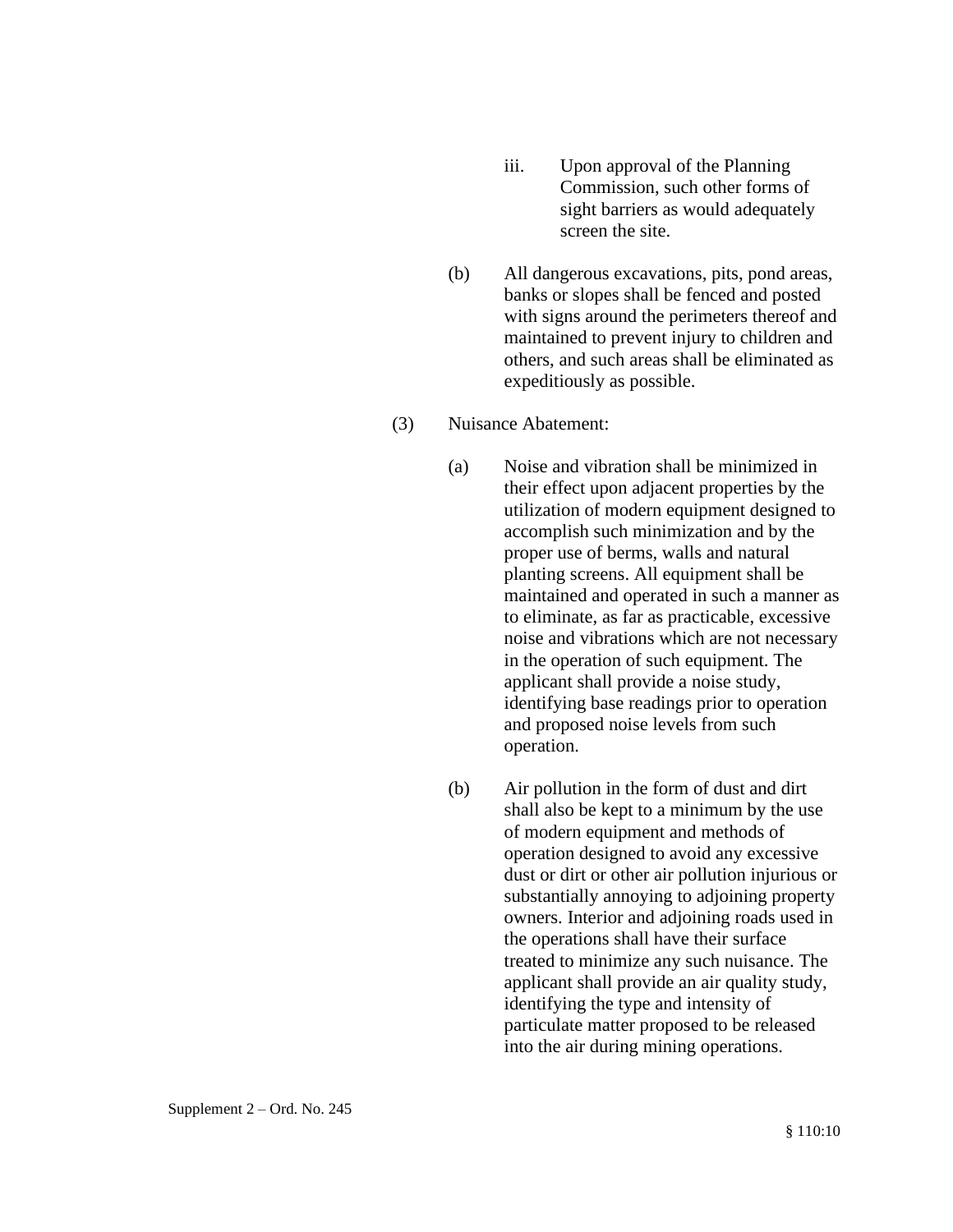iii. Upon approval of the Planning Commission, such other forms of sight barriers as would adequately screen the site.

(b) All dangerous excavations, pits, pond areas, banks or slopes shall be fenced and posted with signs around the perimeters thereof and maintained to prevent injury to children and others, and such areas shall be eliminated as expeditiously as possible.

(3) Nuisance Abatement:

(a) Noise and vibration shall be minimized in their effect upon adjacent properties by the utilization of modern equipment designed to accomplish such minimization and by the proper use of berms, walls and natural planting screens. All equipment shall be maintained and operated in such a manner as to eliminate, as far as practicable, excessive noise and vibrations which are not necessary in the operation of such equipment. The applicant shall provide a noise study, identifying base readings prior to operation and proposed noise levels from such operation.

(b) Air pollution in the form of dust and dirt shall also be kept to a minimum by the use of modern equipment and methods of operation designed to avoid any excessive dust or dirt or other air pollution injurious or substantially annoying to adjoining property owners. Interior and adjoining roads used in the operations shall have their surface treated to minimize any such nuisance. The applicant shall provide an air quality study, identifying the type and intensity of particulate matter proposed to be released into the air during mining operations.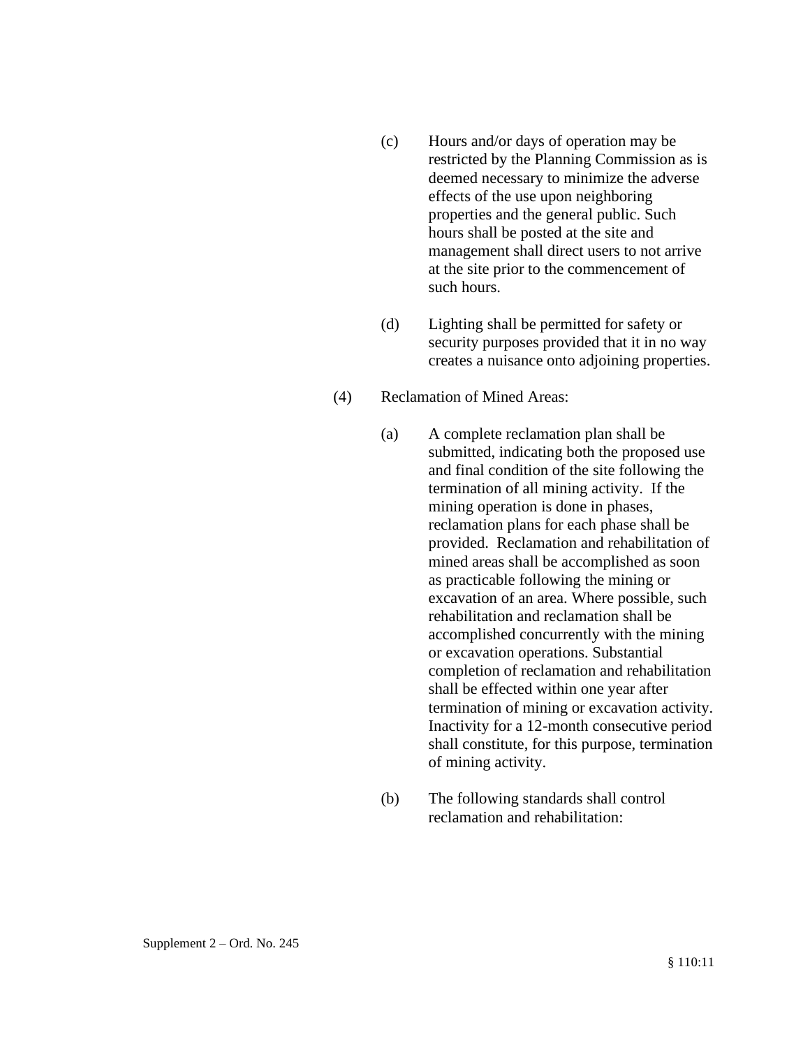(c) Hours and/or days of operation may be restricted by the Planning Commission as is deemed necessary to minimize the adverse effects of the use upon neighboring properties and the general public. Such hours shall be posted at the site and management shall direct users to not arrive at the site prior to the commencement of such hours.

(d) Lighting shall be permitted for safety or security purposes provided that it in no way creates a nuisance onto adjoining properties.

(4) Reclamation of Mined Areas:

(a) A complete reclamation plan shall be submitted, indicating both the proposed use and final condition of the site following the termination of all mining activity. If the mining operation is done in phases, reclamation plans for each phase shall be provided. Reclamation and rehabilitation of mined areas shall be accomplished as soon as practicable following the mining or excavation of an area. Where possible, such rehabilitation and reclamation shall be accomplished concurrently with the mining or excavation operations. Substantial completion of reclamation and rehabilitation shall be effected within one year after termination of mining or excavation activity. Inactivity for a 12-month consecutive period shall constitute, for this purpose, termination of mining activity.

(b) The following standards shall control reclamation and rehabilitation: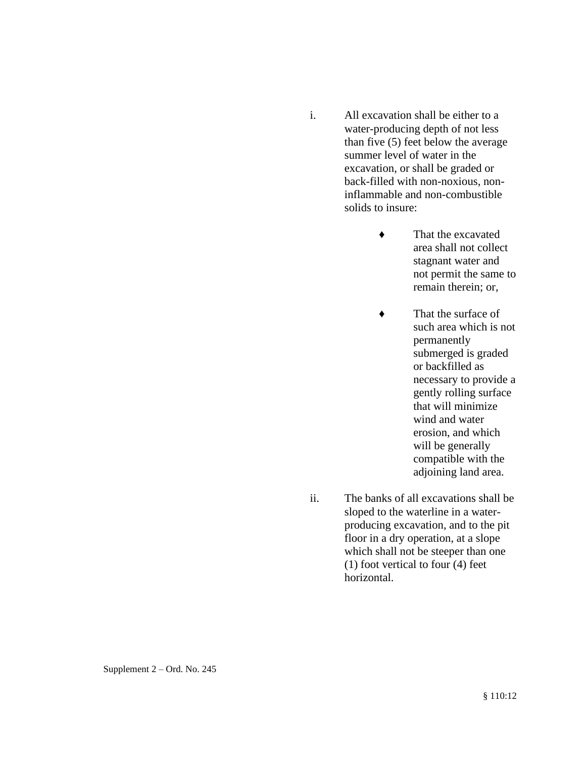i. All excavation shall be either to a water-producing depth of not less than five (5) feet below the average summer level of water in the excavation, or shall be graded or back-filled with non-noxious, non-inflammable and non-combustible solids to insure:

   - That the excavated area shall not collect stagnant water and not permit the same to remain therein; or,

   - That the surface of such area which is not permanently submerged is graded or backfilled as necessary to provide a gently rolling surface that will minimize wind and water erosion, and which will be generally compatible with the adjoining land area.

ii. The banks of all excavations shall be sloped to the waterline in a water-producing excavation, and to the pit floor in a dry operation, at a slope which shall not be steeper than one (1) foot vertical to four (4) feet horizontal.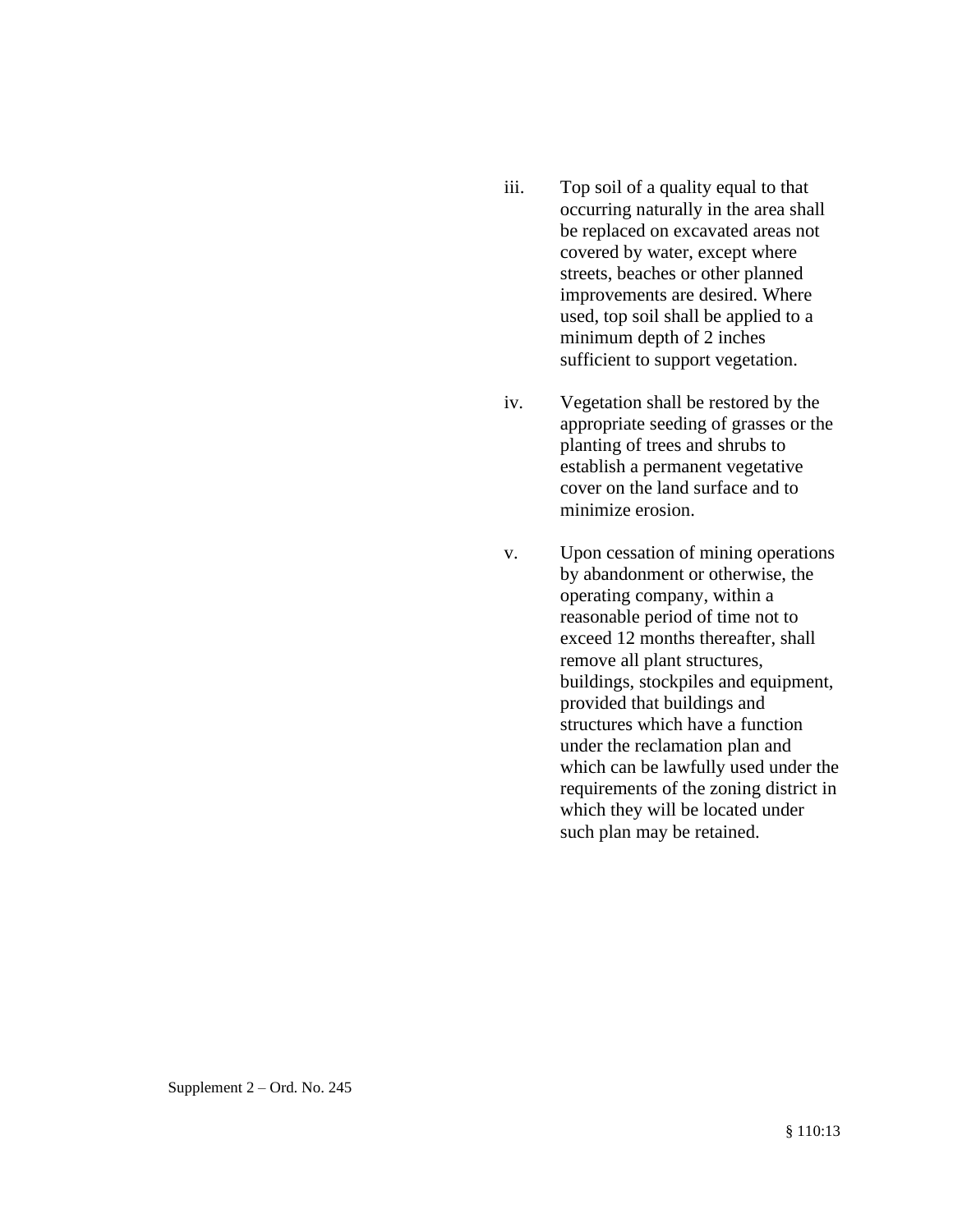iii. Top soil of a quality equal to that occurring naturally in the area shall be replaced on excavated areas not covered by water, except where streets, beaches or other planned improvements are desired. Where used, top soil shall be applied to a minimum depth of 2 inches sufficient to support vegetation.

iv. Vegetation shall be restored by the appropriate seeding of grasses or the planting of trees and shrubs to establish a permanent vegetative cover on the land surface and to minimize erosion.

v. Upon cessation of mining operations by abandonment or otherwise, the operating company, within a reasonable period of time not to exceed 12 months thereafter, shall remove all plant structures, buildings, stockpiles and equipment, provided that buildings and structures which have a function under the reclamation plan and which can be lawfully used under the requirements of the zoning district in which they will be located under such plan may be retained.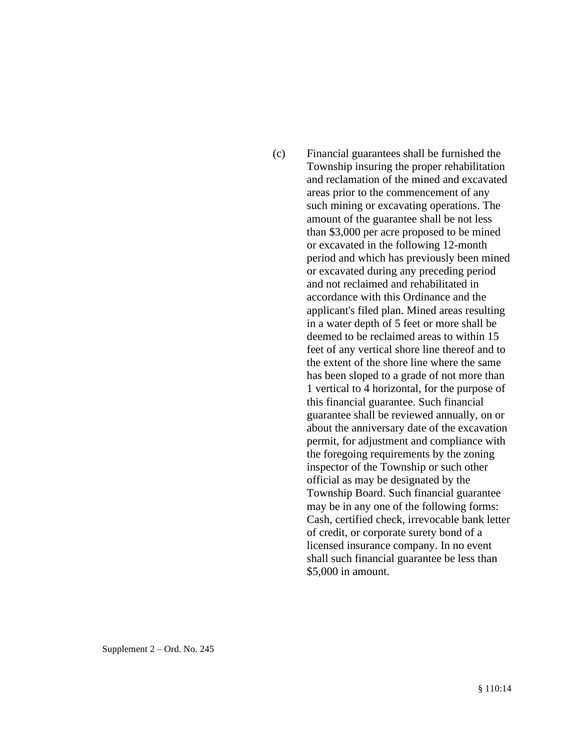(c) Financial guarantees shall be furnished the Township insuring the proper rehabilitation and reclamation of the mined and excavated areas prior to the commencement of any such mining or excavating operations. The amount of the guarantee shall be not less than $3,000 per acre proposed to be mined or excavated in the following 12-month period and which has previously been mined or excavated during any preceding period and not reclaimed and rehabilitated in accordance with this Ordinance and the applicant's filed plan. Mined areas resulting in a water depth of 5 feet or more shall be deemed to be reclaimed areas to within 15 feet of any vertical shore line thereof and to the extent of the shore line where the same has been sloped to a grade of not more than 1 vertical to 4 horizontal, for the purpose of this financial guarantee. Such financial guarantee shall be reviewed annually, on or about the anniversary date of the excavation permit, for adjustment and compliance with the foregoing requirements by the zoning inspector of the Township or such other official as may be designated by the Township Board. Such financial guarantee may be in any one of the following forms: Cash, certified check, irrevocable bank letter of credit, or corporate surety bond of a licensed insurance company. In no event shall such financial guarantee be less than $5,000 in amount.

Supplement 2 – Ord. No. 245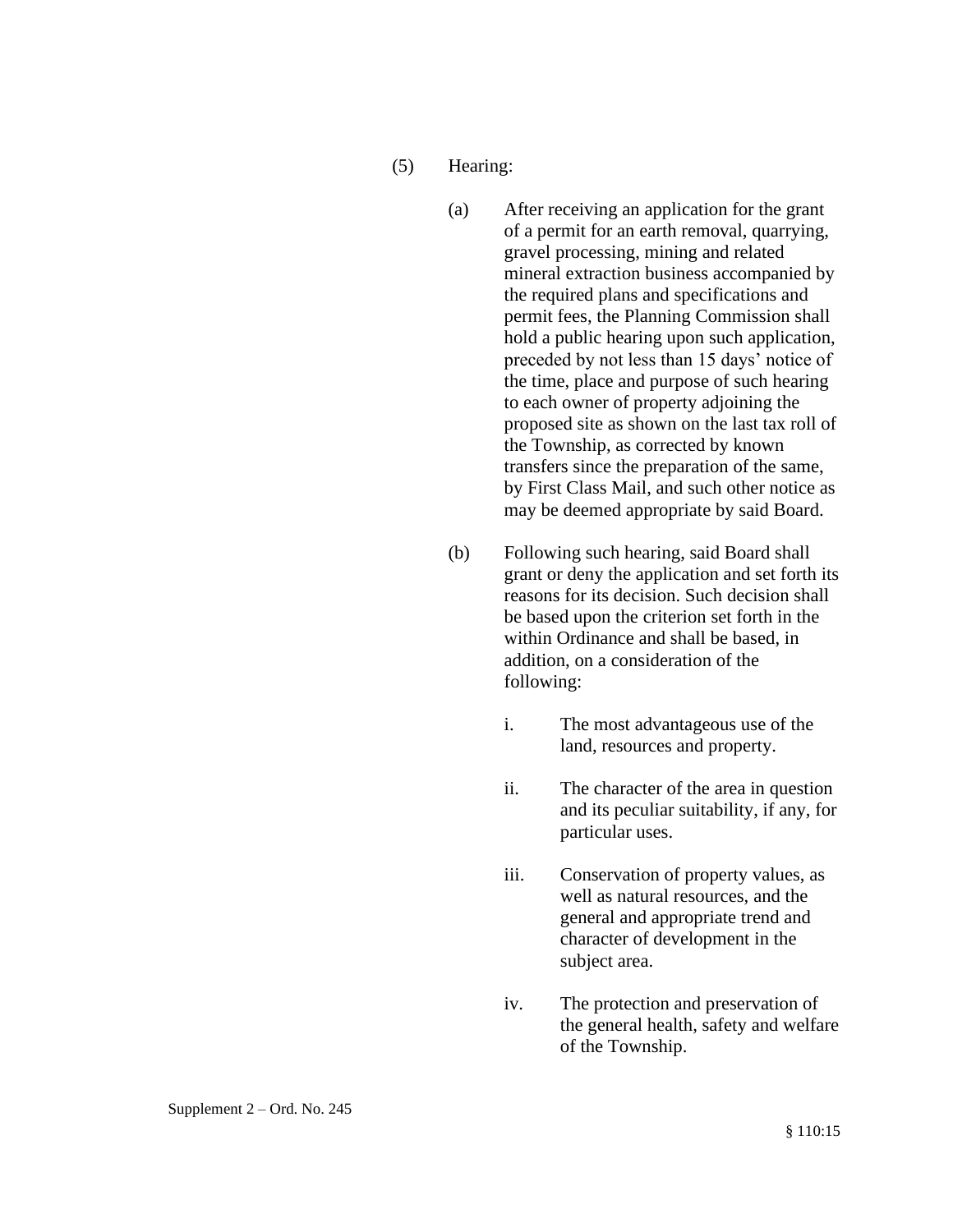(5) Hearing:

(a) After receiving an application for the grant of a permit for an earth removal, quarrying, gravel processing, mining and related mineral extraction business accompanied by the required plans and specifications and permit fees, the Planning Commission shall hold a public hearing upon such application, preceded by not less than 15 days' notice of the time, place and purpose of such hearing to each owner of property adjoining the proposed site as shown on the last tax roll of the Township, as corrected by known transfers since the preparation of the same, by First Class Mail, and such other notice as may be deemed appropriate by said Board.

(b) Following such hearing, said Board shall grant or deny the application and set forth its reasons for its decision. Such decision shall be based upon the criterion set forth in the within Ordinance and shall be based, in addition, on a consideration of the following:

i. The most advantageous use of the land, resources and property.

ii. The character of the area in question and its peculiar suitability, if any, for particular uses.

iii. Conservation of property values, as well as natural resources, and the general and appropriate trend and character of development in the subject area.

iv. The protection and preservation of the general health, safety and welfare of the Township.

Supplement 2 – Ord. No. 245

§ 110:15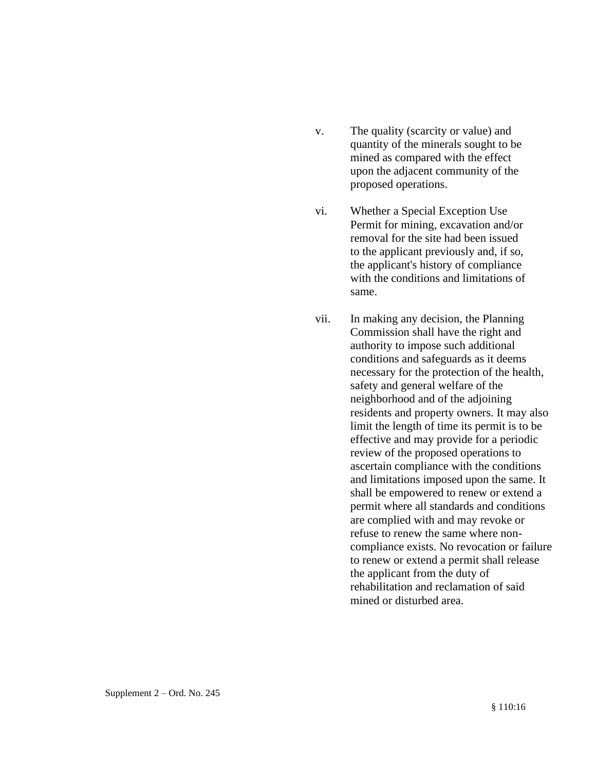v. The quality (scarcity or value) and quantity of the minerals sought to be mined as compared with the effect upon the adjacent community of the proposed operations.

vi. Whether a Special Exception Use Permit for mining, excavation and/or removal for the site had been issued to the applicant previously and, if so, the applicant's history of compliance with the conditions and limitations of same.

vii. In making any decision, the Planning Commission shall have the right and authority to impose such additional conditions and safeguards as it deems necessary for the protection of the health, safety and general welfare of the neighborhood and of the adjoining residents and property owners. It may also limit the length of time its permit is to be effective and may provide for a periodic review of the proposed operations to ascertain compliance with the conditions and limitations imposed upon the same. It shall be empowered to renew or extend a permit where all standards and conditions are complied with and may revoke or refuse to renew the same where non-compliance exists. No revocation or failure to renew or extend a permit shall release the applicant from the duty of rehabilitation and reclamation of said mined or disturbed area.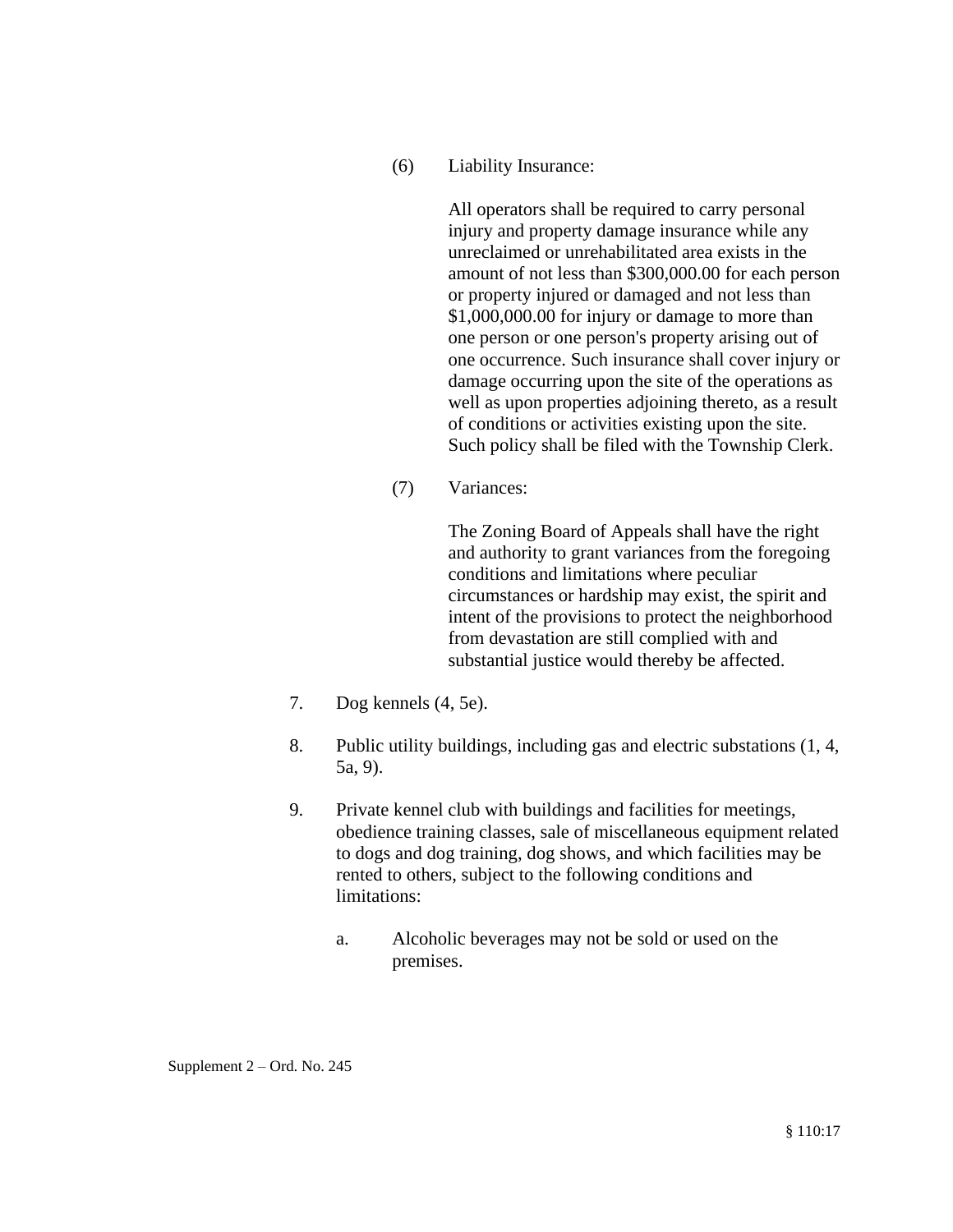(6) Liability Insurance:

All operators shall be required to carry personal injury and property damage insurance while any unreclaimed or unrehabilitated area exists in the amount of not less than $300,000.00 for each person or property injured or damaged and not less than $1,000,000.00 for injury or damage to more than one person or one person's property arising out of one occurrence. Such insurance shall cover injury or damage occurring upon the site of the operations as well as upon properties adjoining thereto, as a result of conditions or activities existing upon the site. Such policy shall be filed with the Township Clerk.

(7) Variances:

The Zoning Board of Appeals shall have the right and authority to grant variances from the foregoing conditions and limitations where peculiar circumstances or hardship may exist, the spirit and intent of the provisions to protect the neighborhood from devastation are still complied with and substantial justice would thereby be affected.

7. Dog kennels (4, 5e).

8. Public utility buildings, including gas and electric substations (1, 4, 5a, 9).

9. Private kennel club with buildings and facilities for meetings, obedience training classes, sale of miscellaneous equipment related to dogs and dog training, dog shows, and which facilities may be rented to others, subject to the following conditions and limitations:

   a. Alcoholic beverages may not be sold or used on the premises.

Supplement 2 – Ord. No. 245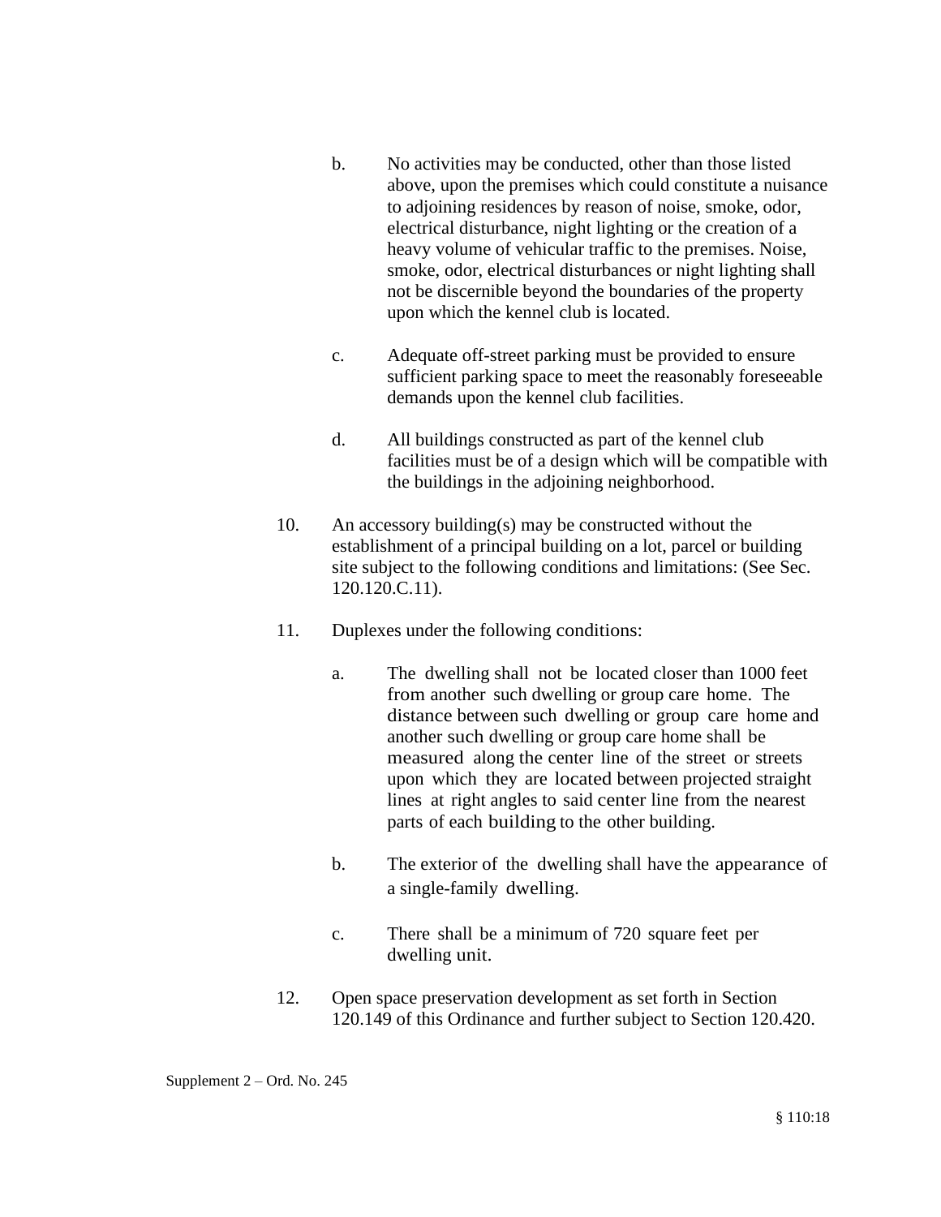b. No activities may be conducted, other than those listed above, upon the premises which could constitute a nuisance to adjoining residences by reason of noise, smoke, odor, electrical disturbance, night lighting or the creation of a heavy volume of vehicular traffic to the premises. Noise, smoke, odor, electrical disturbances or night lighting shall not be discernible beyond the boundaries of the property upon which the kennel club is located.

c. Adequate off-street parking must be provided to ensure sufficient parking space to meet the reasonably foreseeable demands upon the kennel club facilities.

d. All buildings constructed as part of the kennel club facilities must be of a design which will be compatible with the buildings in the adjoining neighborhood.

10. An accessory building(s) may be constructed without the establishment of a principal building on a lot, parcel or building site subject to the following conditions and limitations: (See Sec. 120.120.C.11).

11. Duplexes under the following conditions:

    a. The dwelling shall not be located closer than 1000 feet from another such dwelling or group care home. The distance between such dwelling or group care home and another such dwelling or group care home shall be measured along the center line of the street or streets upon which they are located between projected straight lines at right angles to said center line from the nearest parts of each building to the other building.

    b. The exterior of the dwelling shall have the appearance of a single-family dwelling.

    c. There shall be a minimum of 720 square feet per dwelling unit.

12. Open space preservation development as set forth in Section 120.149 of this Ordinance and further subject to Section 120.420.

Supplement 2 – Ord. No. 245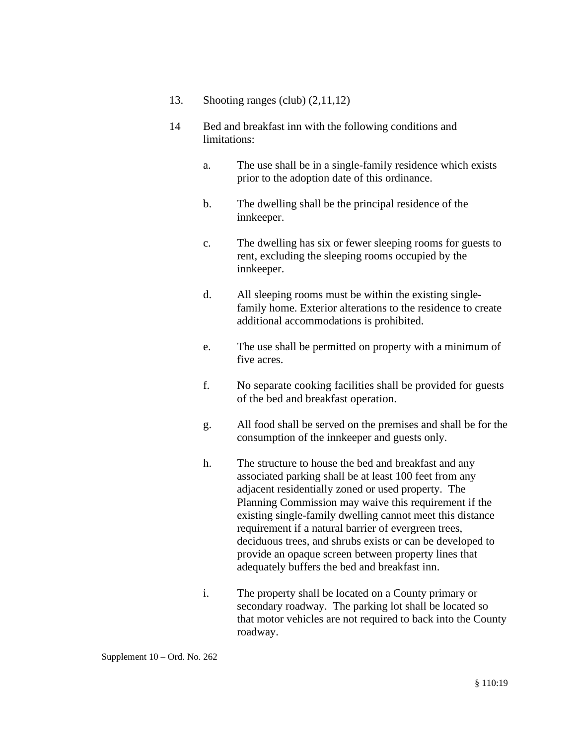13. Shooting ranges (club) (2,11,12)

14 Bed and breakfast inn with the following conditions and limitations:

   a. The use shall be in a single-family residence which exists prior to the adoption date of this ordinance.

   b. The dwelling shall be the principal residence of the innkeeper.

   c. The dwelling has six or fewer sleeping rooms for guests to rent, excluding the sleeping rooms occupied by the innkeeper.

   d. All sleeping rooms must be within the existing single-family home. Exterior alterations to the residence to create additional accommodations is prohibited.

   e. The use shall be permitted on property with a minimum of five acres.

   f. No separate cooking facilities shall be provided for guests of the bed and breakfast operation.

   g. All food shall be served on the premises and shall be for the consumption of the innkeeper and guests only.

   h. The structure to house the bed and breakfast and any associated parking shall be at least 100 feet from any adjacent residentially zoned or used property. The Planning Commission may waive this requirement if the existing single-family dwelling cannot meet this distance requirement if a natural barrier of evergreen trees, deciduous trees, and shrubs exists or can be developed to provide an opaque screen between property lines that adequately buffers the bed and breakfast inn.

   i. The property shall be located on a County primary or secondary roadway. The parking lot shall be located so that motor vehicles are not required to back into the County roadway.

Supplement 10 – Ord. No. 262

§ 110:19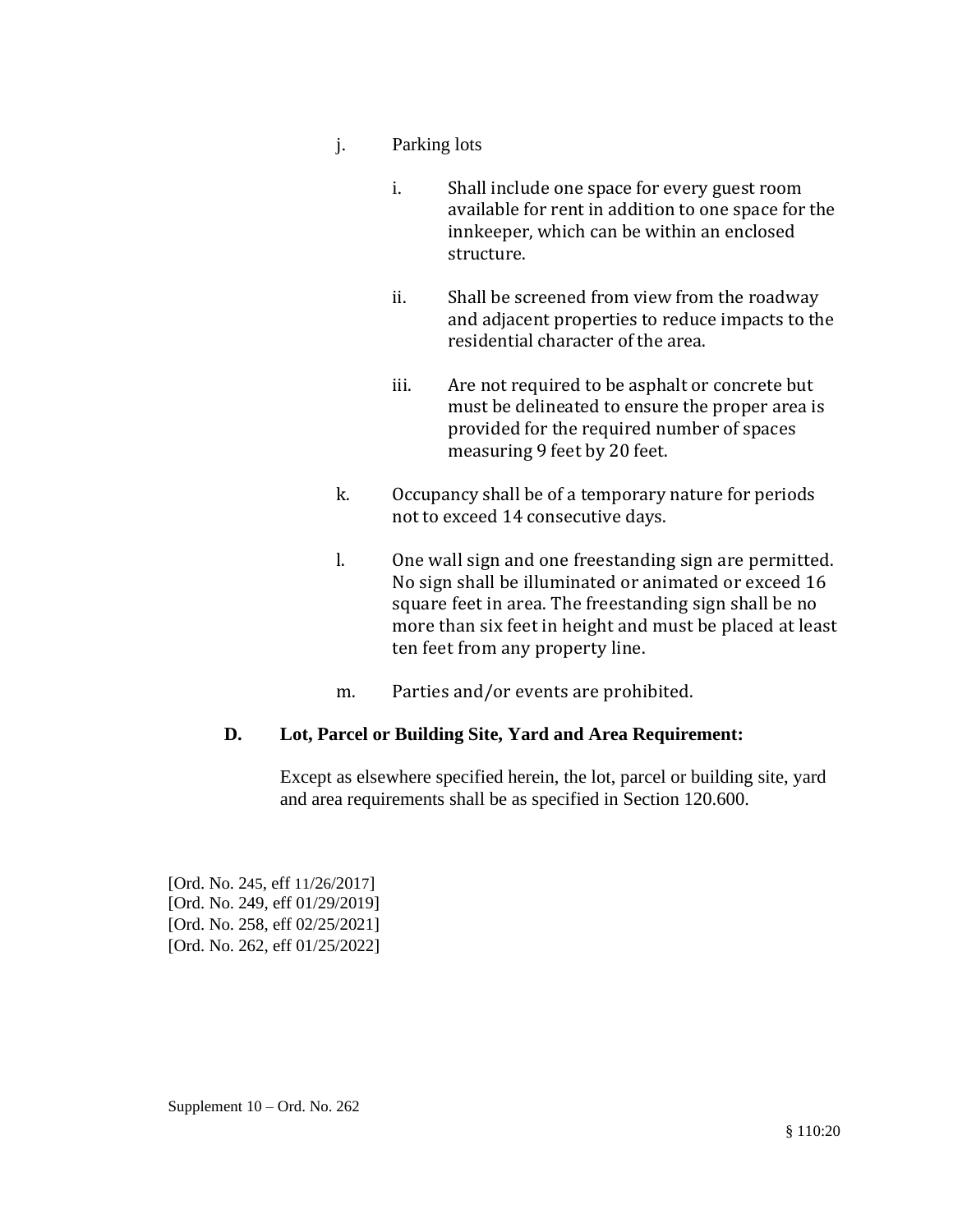j. Parking lots

   i. Shall include one space for every guest room available for rent in addition to one space for the innkeeper, which can be within an enclosed structure.

   ii. Shall be screened from view from the roadway and adjacent properties to reduce impacts to the residential character of the area.

   iii. Are not required to be asphalt or concrete but must be delineated to ensure the proper area is provided for the required number of spaces measuring 9 feet by 20 feet.

k. Occupancy shall be of a temporary nature for periods not to exceed 14 consecutive days.

l. One wall sign and one freestanding sign are permitted. No sign shall be illuminated or animated or exceed 16 square feet in area. The freestanding sign shall be no more than six feet in height and must be placed at least ten feet from any property line.

m. Parties and/or events are prohibited.

**D. Lot, Parcel or Building Site, Yard and Area Requirement:**

Except as elsewhere specified herein, the lot, parcel or building site, yard and area requirements shall be as specified in Section 120.600.

[Ord. No. 245, eff 11/26/2017]
[Ord. No. 249, eff 01/29/2019]
[Ord. No. 258, eff 02/25/2021]
[Ord. No. 262, eff 01/25/2022]

Supplement 10 – Ord. No. 262

§ 110:20